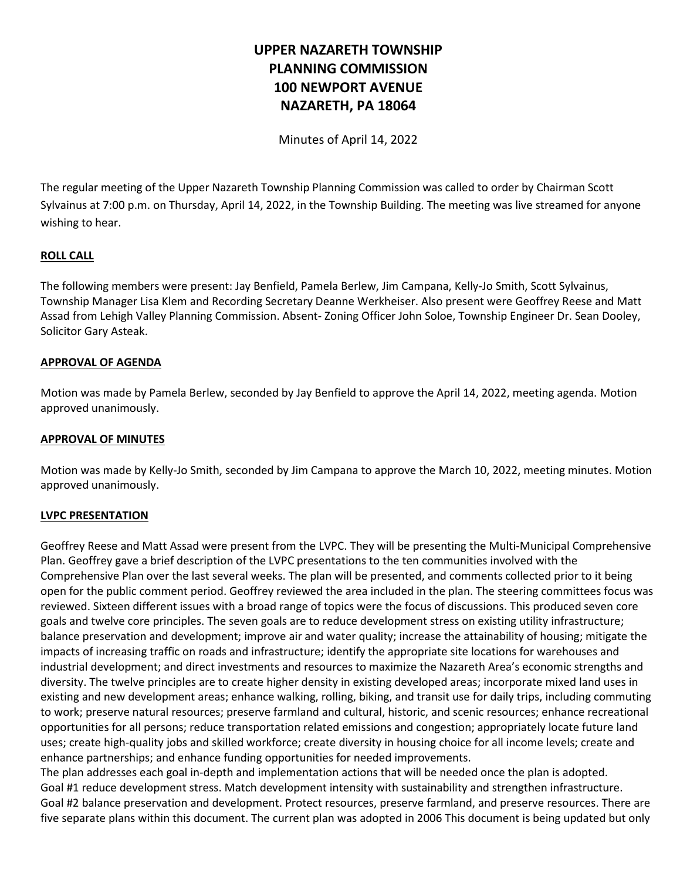# UPPER NAZARETH TOWNSHIP
# PLANNING COMMISSION
# 100 NEWPORT AVENUE
# NAZARETH, PA 18064

Minutes of April 14, 2022

The regular meeting of the Upper Nazareth Township Planning Commission was called to order by Chairman Scott Sylvainus at 7:00 p.m. on Thursday, April 14, 2022, in the Township Building. The meeting was live streamed for anyone wishing to hear.

**ROLL CALL**

The following members were present: Jay Benfield, Pamela Berlew, Jim Campana, Kelly-Jo Smith, Scott Sylvainus, Township Manager Lisa Klem and Recording Secretary Deanne Werkheiser. Also present were Geoffrey Reese and Matt Assad from Lehigh Valley Planning Commission. Absent- Zoning Officer John Soloe, Township Engineer Dr. Sean Dooley, Solicitor Gary Asteak.

**APPROVAL OF AGENDA**

Motion was made by Pamela Berlew, seconded by Jay Benfield to approve the April 14, 2022, meeting agenda. Motion approved unanimously.

**APPROVAL OF MINUTES**

Motion was made by Kelly-Jo Smith, seconded by Jim Campana to approve the March 10, 2022, meeting minutes. Motion approved unanimously.

**LVPC PRESENTATION**

Geoffrey Reese and Matt Assad were present from the LVPC. They will be presenting the Multi-Municipal Comprehensive Plan. Geoffrey gave a brief description of the LVPC presentations to the ten communities involved with the Comprehensive Plan over the last several weeks. The plan will be presented, and comments collected prior to it being open for the public comment period. Geoffrey reviewed the area included in the plan. The steering committees focus was reviewed. Sixteen different issues with a broad range of topics were the focus of discussions. This produced seven core goals and twelve core principles. The seven goals are to reduce development stress on existing utility infrastructure; balance preservation and development; improve air and water quality; increase the attainability of housing; mitigate the impacts of increasing traffic on roads and infrastructure; identify the appropriate site locations for warehouses and industrial development; and direct investments and resources to maximize the Nazareth Area's economic strengths and diversity. The twelve principles are to create higher density in existing developed areas; incorporate mixed land uses in existing and new development areas; enhance walking, rolling, biking, and transit use for daily trips, including commuting to work; preserve natural resources; preserve farmland and cultural, historic, and scenic resources; enhance recreational opportunities for all persons; reduce transportation related emissions and congestion; appropriately locate future land uses; create high-quality jobs and skilled workforce; create diversity in housing choice for all income levels; create and enhance partnerships; and enhance funding opportunities for needed improvements.

The plan addresses each goal in-depth and implementation actions that will be needed once the plan is adopted.

Goal #1 reduce development stress. Match development intensity with sustainability and strengthen infrastructure.

Goal #2 balance preservation and development. Protect resources, preserve farmland, and preserve resources. There are five separate plans within this document. The current plan was adopted in 2006 This document is being updated but only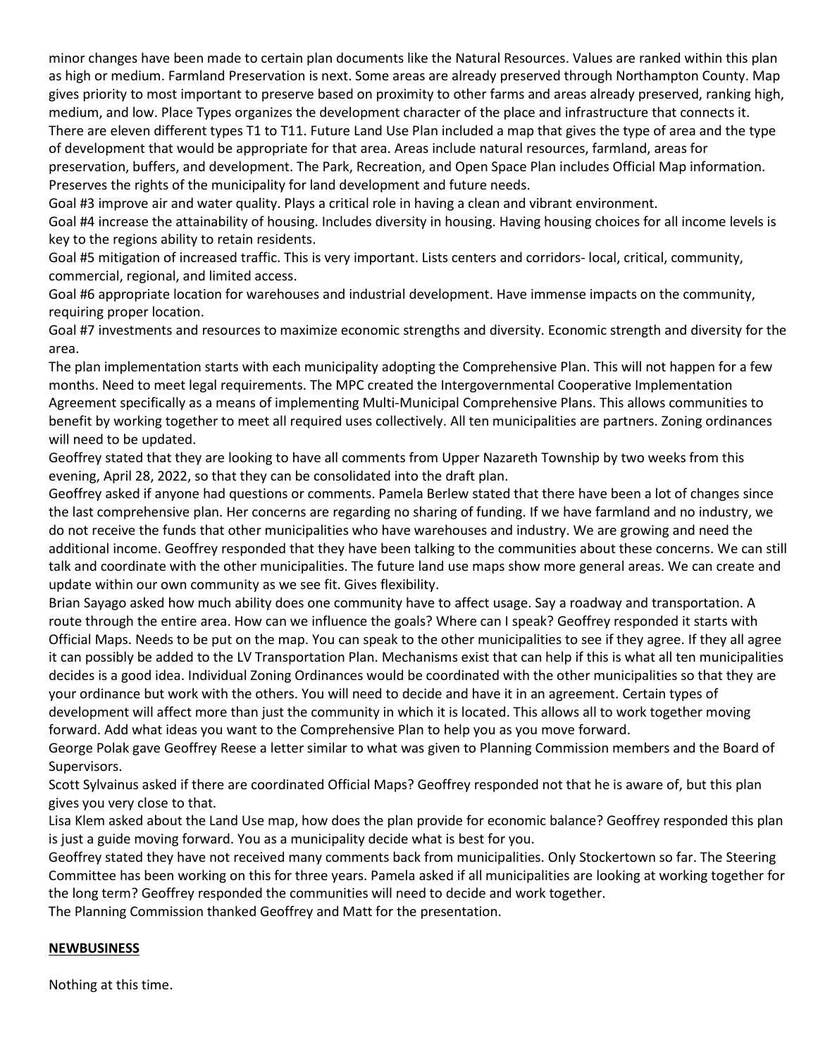minor changes have been made to certain plan documents like the Natural Resources. Values are ranked within this plan as high or medium. Farmland Preservation is next. Some areas are already preserved through Northampton County. Map gives priority to most important to preserve based on proximity to other farms and areas already preserved, ranking high, medium, and low. Place Types organizes the development character of the place and infrastructure that connects it. There are eleven different types T1 to T11. Future Land Use Plan included a map that gives the type of area and the type of development that would be appropriate for that area. Areas include natural resources, farmland, areas for preservation, buffers, and development. The Park, Recreation, and Open Space Plan includes Official Map information. Preserves the rights of the municipality for land development and future needs.

Goal #3 improve air and water quality. Plays a critical role in having a clean and vibrant environment.

Goal #4 increase the attainability of housing. Includes diversity in housing. Having housing choices for all income levels is key to the regions ability to retain residents.

Goal #5 mitigation of increased traffic. This is very important. Lists centers and corridors- local, critical, community, commercial, regional, and limited access.

Goal #6 appropriate location for warehouses and industrial development. Have immense impacts on the community, requiring proper location.

Goal #7 investments and resources to maximize economic strengths and diversity. Economic strength and diversity for the area.

The plan implementation starts with each municipality adopting the Comprehensive Plan. This will not happen for a few months. Need to meet legal requirements. The MPC created the Intergovernmental Cooperative Implementation Agreement specifically as a means of implementing Multi-Municipal Comprehensive Plans. This allows communities to benefit by working together to meet all required uses collectively. All ten municipalities are partners. Zoning ordinances will need to be updated.

Geoffrey stated that they are looking to have all comments from Upper Nazareth Township by two weeks from this evening, April 28, 2022, so that they can be consolidated into the draft plan.

Geoffrey asked if anyone had questions or comments. Pamela Berlew stated that there have been a lot of changes since the last comprehensive plan. Her concerns are regarding no sharing of funding. If we have farmland and no industry, we do not receive the funds that other municipalities who have warehouses and industry. We are growing and need the additional income. Geoffrey responded that they have been talking to the communities about these concerns. We can still talk and coordinate with the other municipalities. The future land use maps show more general areas. We can create and update within our own community as we see fit. Gives flexibility.

Brian Sayago asked how much ability does one community have to affect usage. Say a roadway and transportation. A route through the entire area. How can we influence the goals? Where can I speak? Geoffrey responded it starts with Official Maps. Needs to be put on the map. You can speak to the other municipalities to see if they agree. If they all agree it can possibly be added to the LV Transportation Plan. Mechanisms exist that can help if this is what all ten municipalities decides is a good idea. Individual Zoning Ordinances would be coordinated with the other municipalities so that they are your ordinance but work with the others. You will need to decide and have it in an agreement. Certain types of development will affect more than just the community in which it is located. This allows all to work together moving forward. Add what ideas you want to the Comprehensive Plan to help you as you move forward.

George Polak gave Geoffrey Reese a letter similar to what was given to Planning Commission members and the Board of Supervisors.

Scott Sylvainus asked if there are coordinated Official Maps? Geoffrey responded not that he is aware of, but this plan gives you very close to that.

Lisa Klem asked about the Land Use map, how does the plan provide for economic balance? Geoffrey responded this plan is just a guide moving forward. You as a municipality decide what is best for you.

Geoffrey stated they have not received many comments back from municipalities. Only Stockertown so far. The Steering Committee has been working on this for three years. Pamela asked if all municipalities are looking at working together for the long term? Geoffrey responded the communities will need to decide and work together.

The Planning Commission thanked Geoffrey and Matt for the presentation.

**NEWBUSINESS**

Nothing at this time.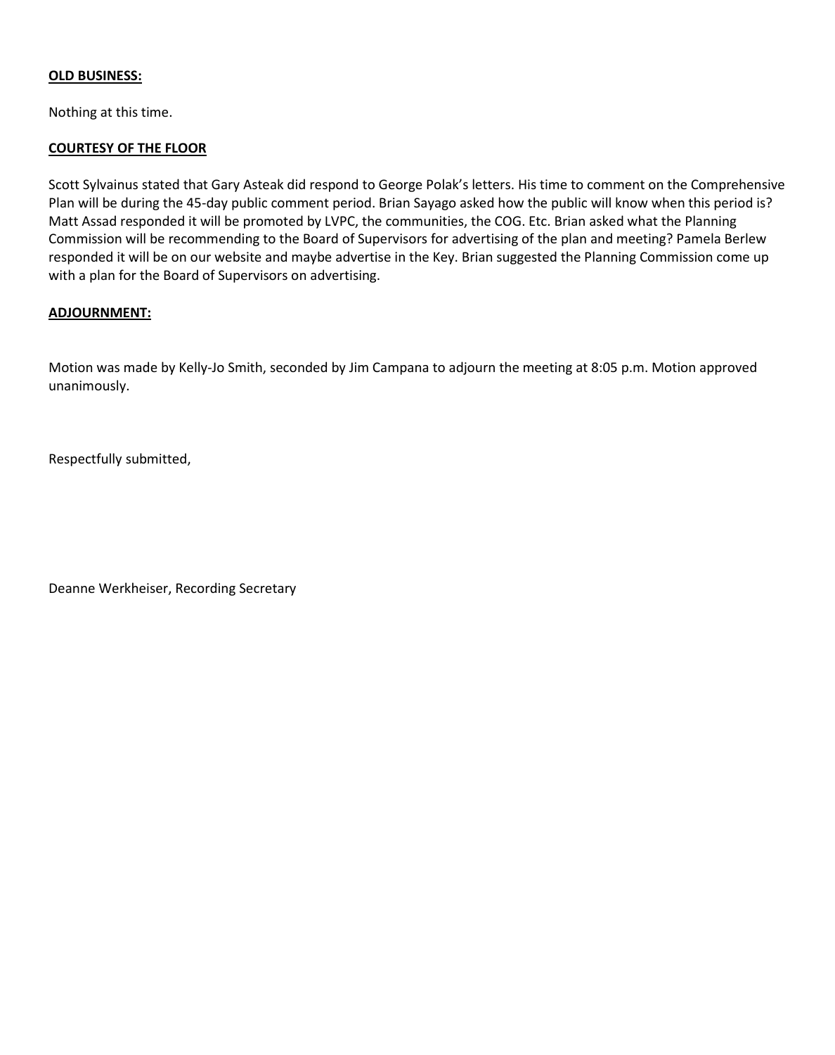**OLD BUSINESS:**

Nothing at this time.

**COURTESY OF THE FLOOR**

Scott Sylvainus stated that Gary Asteak did respond to George Polak's letters. His time to comment on the Comprehensive Plan will be during the 45-day public comment period. Brian Sayago asked how the public will know when this period is? Matt Assad responded it will be promoted by LVPC, the communities, the COG. Etc. Brian asked what the Planning Commission will be recommending to the Board of Supervisors for advertising of the plan and meeting? Pamela Berlew responded it will be on our website and maybe advertise in the Key. Brian suggested the Planning Commission come up with a plan for the Board of Supervisors on advertising.

**ADJOURNMENT:**

Motion was made by Kelly-Jo Smith, seconded by Jim Campana to adjourn the meeting at 8:05 p.m. Motion approved unanimously.

Respectfully submitted,

Deanne Werkheiser, Recording Secretary